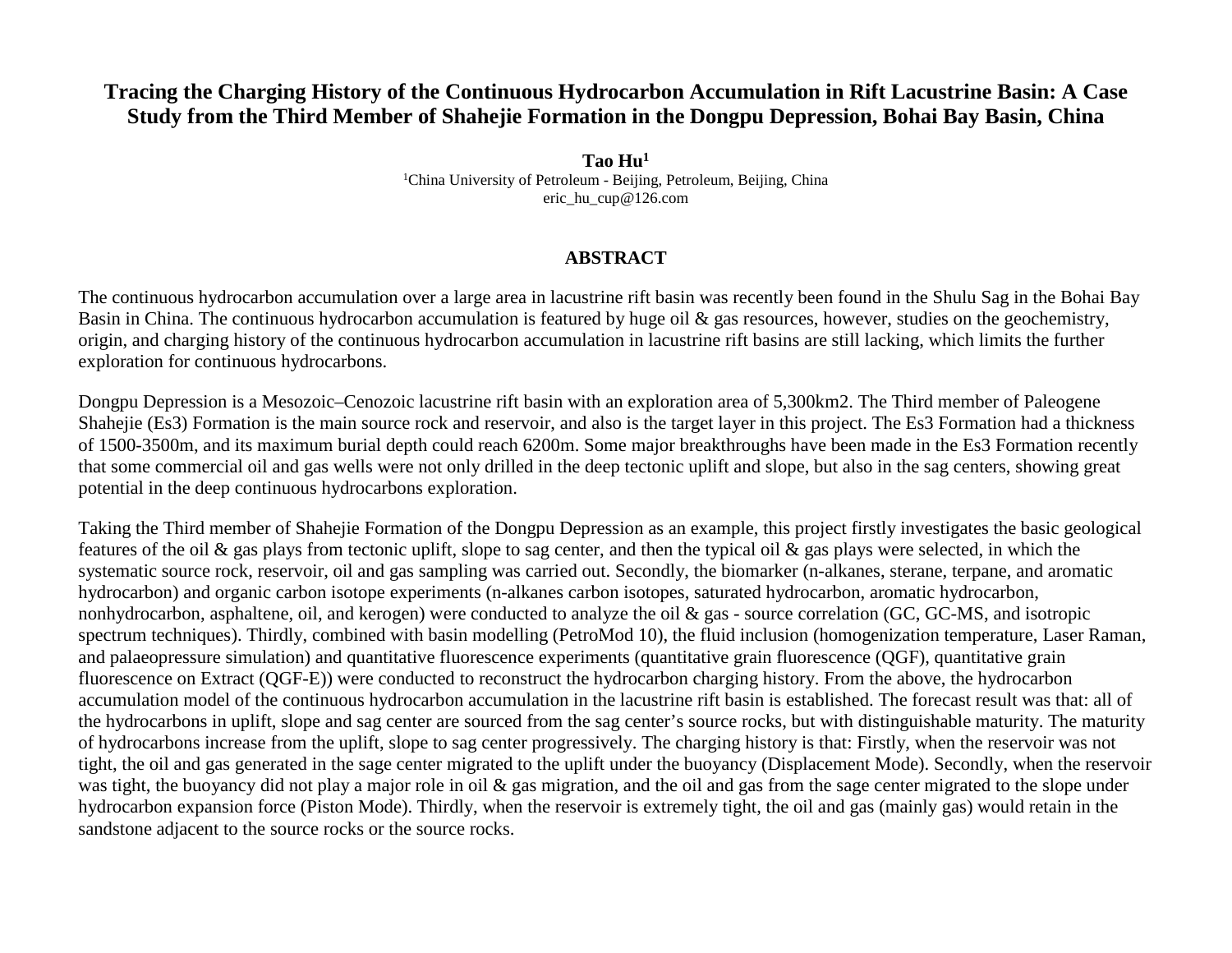# Tracing the Charging History of the Continuous Hydrocarbon Accumulation in Rift Lacustrine Basin: A Case Study from the Third Member of Shahejie Formation in the Dongpu Depression, Bohai Bay Basin, China

**Tao Hu[1]**

[1]China University of Petroleum - Beijing, Petroleum, Beijing, China
eric_hu_cup@126.com

## ABSTRACT

The continuous hydrocarbon accumulation over a large area in lacustrine rift basin was recently been found in the Shulu Sag in the Bohai Bay Basin in China. The continuous hydrocarbon accumulation is featured by huge oil & gas resources, however, studies on the geochemistry, origin, and charging history of the continuous hydrocarbon accumulation in lacustrine rift basins are still lacking, which limits the further exploration for continuous hydrocarbons.

Dongpu Depression is a Mesozoic–Cenozoic lacustrine rift basin with an exploration area of 5,300km2. The Third member of Paleogene Shahejie (Es3) Formation is the main source rock and reservoir, and also is the target layer in this project. The Es3 Formation had a thickness of 1500-3500m, and its maximum burial depth could reach 6200m. Some major breakthroughs have been made in the Es3 Formation recently that some commercial oil and gas wells were not only drilled in the deep tectonic uplift and slope, but also in the sag centers, showing great potential in the deep continuous hydrocarbons exploration.

Taking the Third member of Shahejie Formation of the Dongpu Depression as an example, this project firstly investigates the basic geological features of the oil & gas plays from tectonic uplift, slope to sag center, and then the typical oil & gas plays were selected, in which the systematic source rock, reservoir, oil and gas sampling was carried out. Secondly, the biomarker (n-alkanes, sterane, terpane, and aromatic hydrocarbon) and organic carbon isotope experiments (n-alkanes carbon isotopes, saturated hydrocarbon, aromatic hydrocarbon, nonhydrocarbon, asphaltene, oil, and kerogen) were conducted to analyze the oil & gas - source correlation (GC, GC-MS, and isotropic spectrum techniques). Thirdly, combined with basin modelling (PetroMod 10), the fluid inclusion (homogenization temperature, Laser Raman, and palaeopressure simulation) and quantitative fluorescence experiments (quantitative grain fluorescence (QGF), quantitative grain fluorescence on Extract (QGF-E)) were conducted to reconstruct the hydrocarbon charging history. From the above, the hydrocarbon accumulation model of the continuous hydrocarbon accumulation in the lacustrine rift basin is established. The forecast result was that: all of the hydrocarbons in uplift, slope and sag center are sourced from the sag center's source rocks, but with distinguishable maturity. The maturity of hydrocarbons increase from the uplift, slope to sag center progressively. The charging history is that: Firstly, when the reservoir was not tight, the oil and gas generated in the sage center migrated to the uplift under the buoyancy (Displacement Mode). Secondly, when the reservoir was tight, the buoyancy did not play a major role in oil & gas migration, and the oil and gas from the sage center migrated to the slope under hydrocarbon expansion force (Piston Mode). Thirdly, when the reservoir is extremely tight, the oil and gas (mainly gas) would retain in the sandstone adjacent to the source rocks or the source rocks.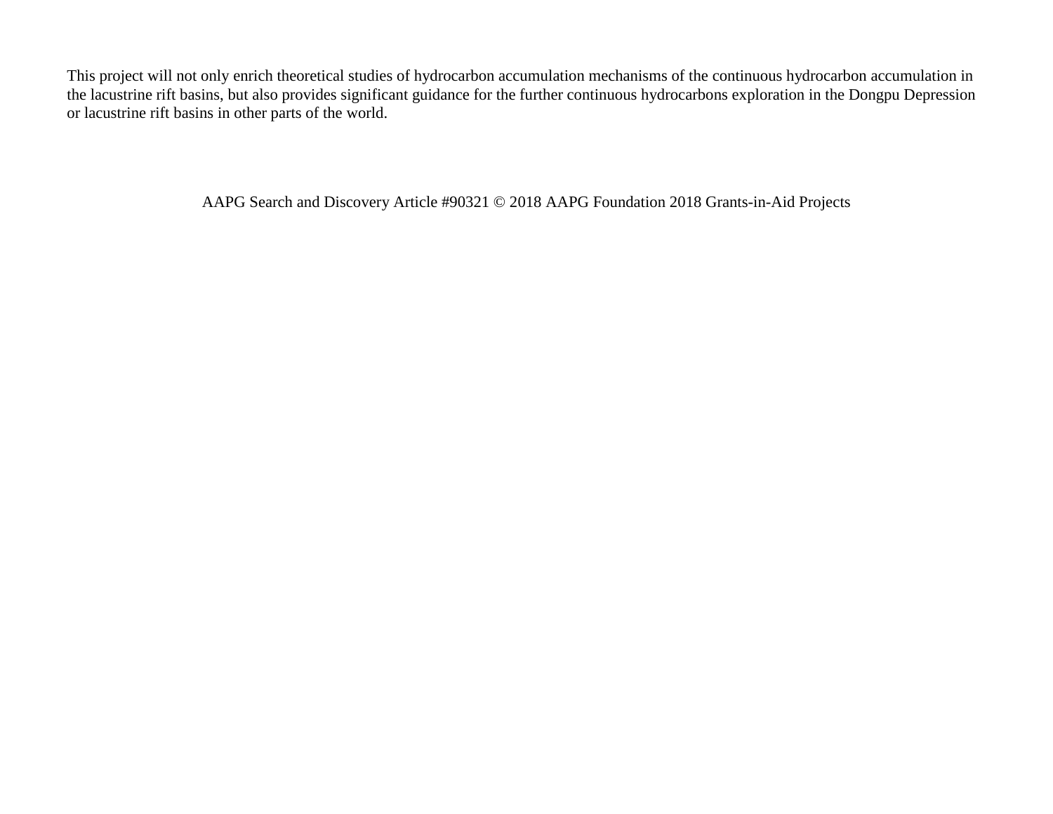This project will not only enrich theoretical studies of hydrocarbon accumulation mechanisms of the continuous hydrocarbon accumulation in the lacustrine rift basins, but also provides significant guidance for the further continuous hydrocarbons exploration in the Dongpu Depression or lacustrine rift basins in other parts of the world.